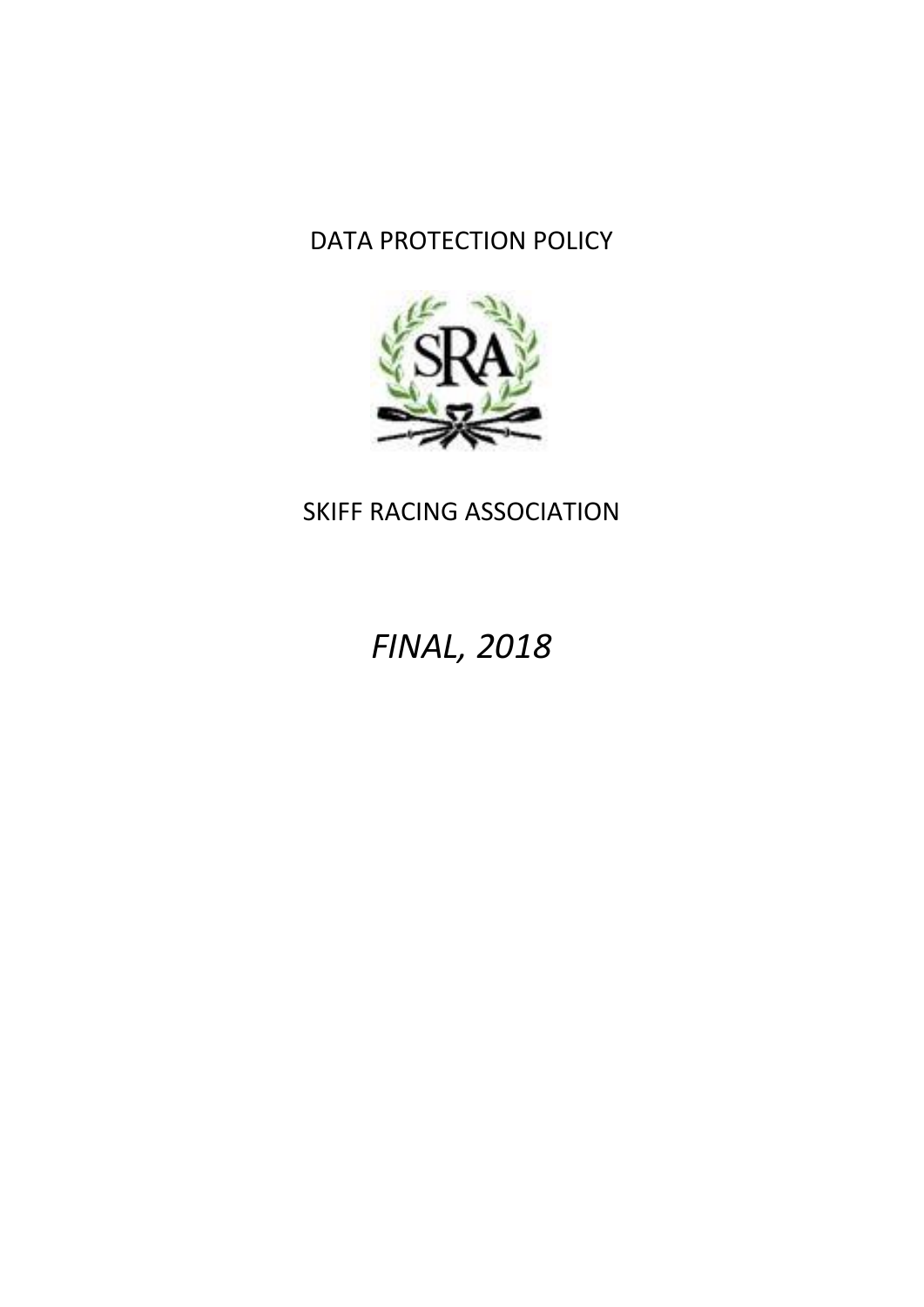# DATA PROTECTION POLICY

SKIFF RACING ASSOCIATION

*FINAL, 2018*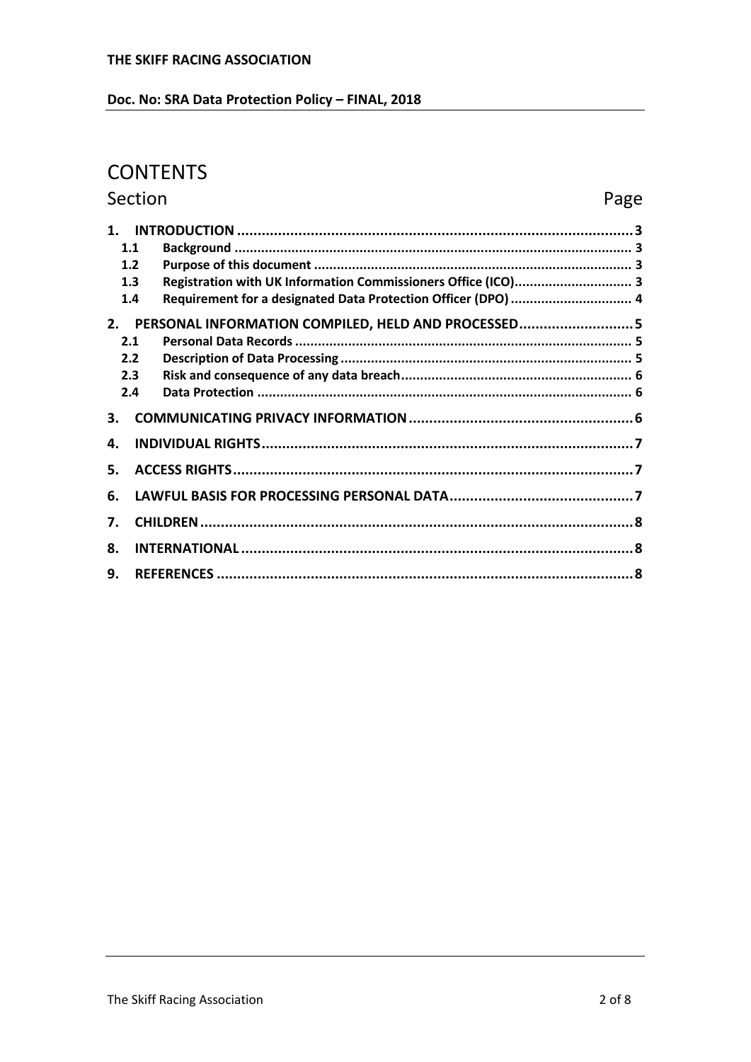# CONTENTS

| Section | | Page |
|---|---|---|
| **1.** | **INTRODUCTION** | **3** |
| **1.1** | **Background** | **3** |
| **1.2** | **Purpose of this document** | **3** |
| **1.3** | **Registration with UK Information Commissioners Office (ICO)** | **3** |
| **1.4** | **Requirement for a designated Data Protection Officer (DPO)** | **4** |
| **2.** | **PERSONAL INFORMATION COMPILED, HELD AND PROCESSED** | **5** |
| **2.1** | **Personal Data Records** | **5** |
| **2.2** | **Description of Data Processing** | **5** |
| **2.3** | **Risk and consequence of any data breach** | **6** |
| **2.4** | **Data Protection** | **6** |
| **3.** | **COMMUNICATING PRIVACY INFORMATION** | **6** |
| **4.** | **INDIVIDUAL RIGHTS** | **7** |
| **5.** | **ACCESS RIGHTS** | **7** |
| **6.** | **LAWFUL BASIS FOR PROCESSING PERSONAL DATA** | **7** |
| **7.** | **CHILDREN** | **8** |
| **8.** | **INTERNATIONAL** | **8** |
| **9.** | **REFERENCES** | **8** |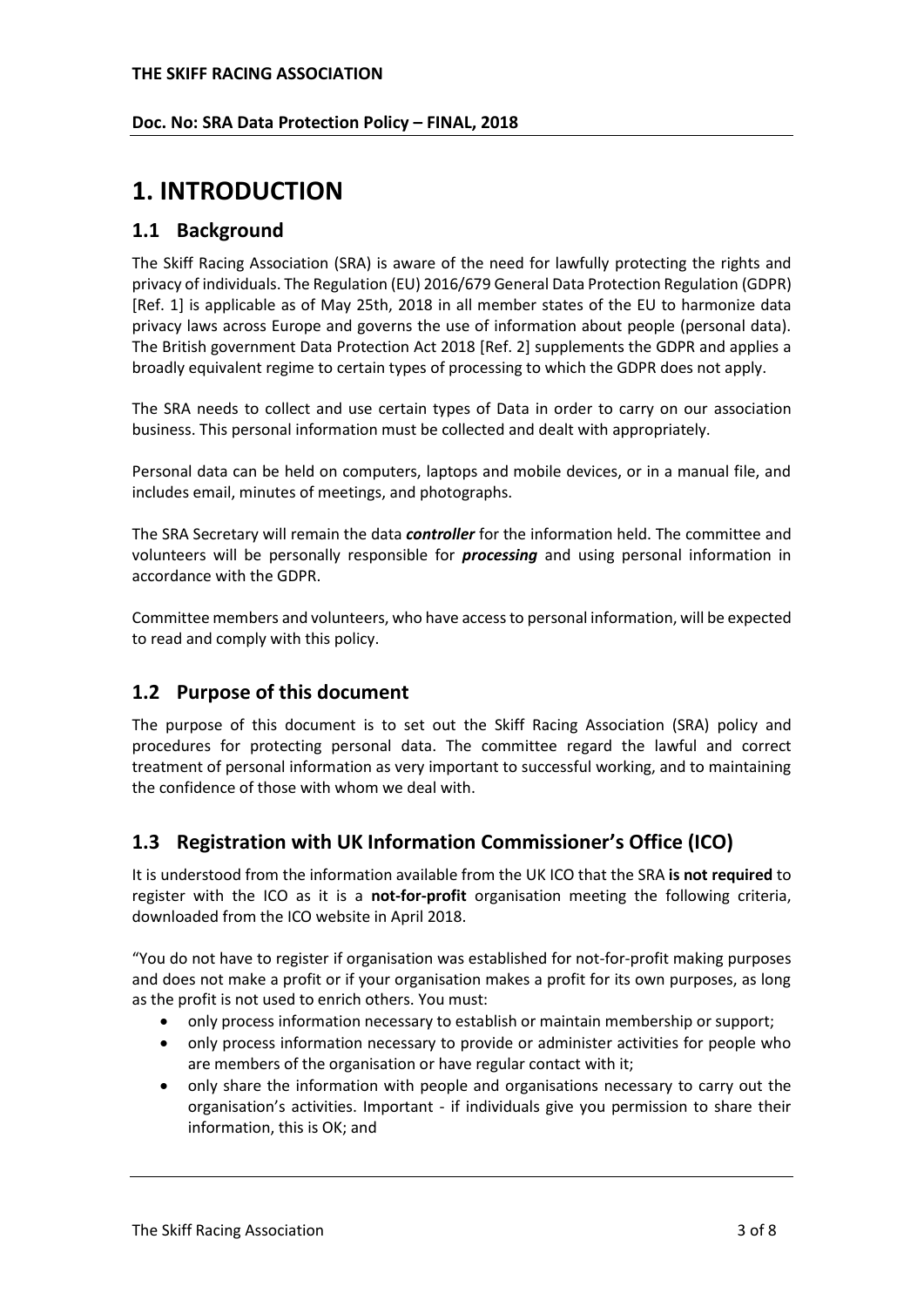# 1. INTRODUCTION

## 1.1 Background

The Skiff Racing Association (SRA) is aware of the need for lawfully protecting the rights and privacy of individuals. The Regulation (EU) 2016/679 General Data Protection Regulation (GDPR) [Ref. 1] is applicable as of May 25th, 2018 in all member states of the EU to harmonize data privacy laws across Europe and governs the use of information about people (personal data). The British government Data Protection Act 2018 [Ref. 2] supplements the GDPR and applies a broadly equivalent regime to certain types of processing to which the GDPR does not apply.

The SRA needs to collect and use certain types of Data in order to carry on our association business. This personal information must be collected and dealt with appropriately.

Personal data can be held on computers, laptops and mobile devices, or in a manual file, and includes email, minutes of meetings, and photographs.

The SRA Secretary will remain the data ***controller*** for the information held. The committee and volunteers will be personally responsible for ***processing*** and using personal information in accordance with the GDPR.

Committee members and volunteers, who have access to personal information, will be expected to read and comply with this policy.

## 1.2 Purpose of this document

The purpose of this document is to set out the Skiff Racing Association (SRA) policy and procedures for protecting personal data. The committee regard the lawful and correct treatment of personal information as very important to successful working, and to maintaining the confidence of those with whom we deal with.

## 1.3 Registration with UK Information Commissioner's Office (ICO)

It is understood from the information available from the UK ICO that the SRA **is not required** to register with the ICO as it is a **not-for-profit** organisation meeting the following criteria, downloaded from the ICO website in April 2018.

"You do not have to register if organisation was established for not-for-profit making purposes and does not make a profit or if your organisation makes a profit for its own purposes, as long as the profit is not used to enrich others. You must:

- only process information necessary to establish or maintain membership or support;
- only process information necessary to provide or administer activities for people who are members of the organisation or have regular contact with it;
- only share the information with people and organisations necessary to carry out the organisation's activities. Important - if individuals give you permission to share their information, this is OK; and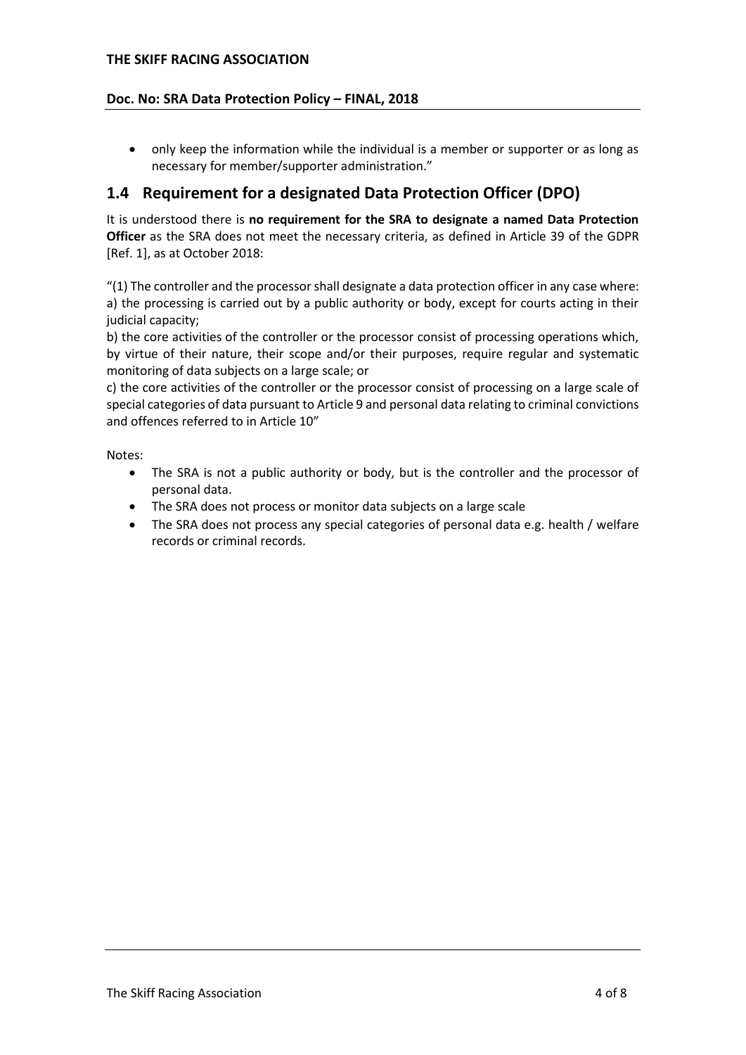- only keep the information while the individual is a member or supporter or as long as necessary for member/supporter administration."

## 1.4 Requirement for a designated Data Protection Officer (DPO)

It is understood there is **no requirement for the SRA to designate a named Data Protection Officer** as the SRA does not meet the necessary criteria, as defined in Article 39 of the GDPR [Ref. 1], as at October 2018:

"(1) The controller and the processor shall designate a data protection officer in any case where:
a) the processing is carried out by a public authority or body, except for courts acting in their judicial capacity;
b) the core activities of the controller or the processor consist of processing operations which, by virtue of their nature, their scope and/or their purposes, require regular and systematic monitoring of data subjects on a large scale; or
c) the core activities of the controller or the processor consist of processing on a large scale of special categories of data pursuant to Article 9 and personal data relating to criminal convictions and offences referred to in Article 10"

Notes:

- The SRA is not a public authority or body, but is the controller and the processor of personal data.
- The SRA does not process or monitor data subjects on a large scale
- The SRA does not process any special categories of personal data e.g. health / welfare records or criminal records.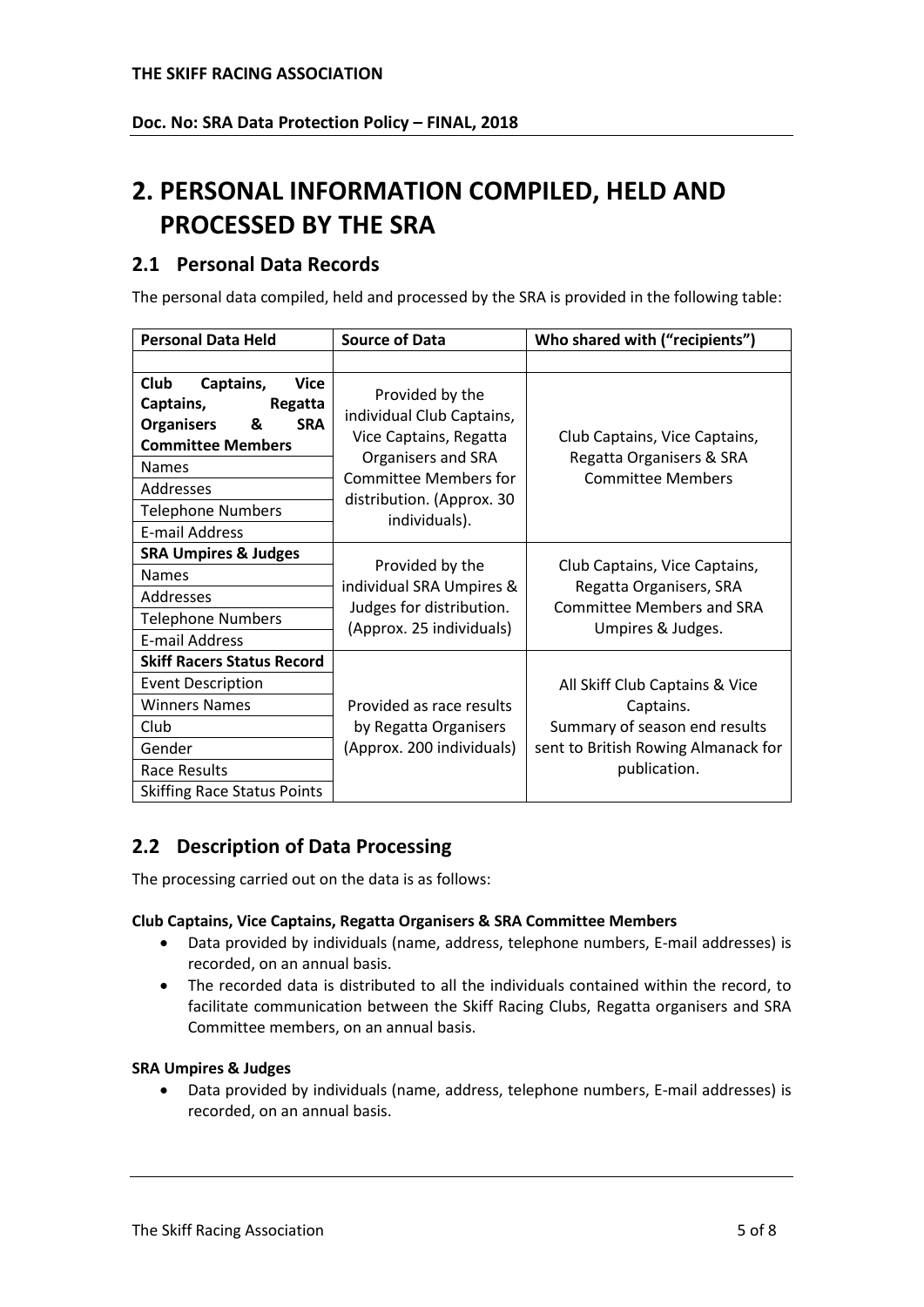# 2. PERSONAL INFORMATION COMPILED, HELD AND PROCESSED BY THE SRA

## 2.1 Personal Data Records

The personal data compiled, held and processed by the SRA is provided in the following table:

| Personal Data Held | Source of Data | Who shared with ("recipients") |
|---|---|---|
| | | |
| **Club Captains, Vice Captains, Regatta Organisers & SRA Committee Members** | Provided by the individual Club Captains, Vice Captains, Regatta Organisers and SRA Committee Members for distribution. (Approx. 30 individuals). | Club Captains, Vice Captains, Regatta Organisers & SRA Committee Members |
| Names | | |
| Addresses | | |
| Telephone Numbers | | |
| E-mail Address | | |
| **SRA Umpires & Judges** | Provided by the individual SRA Umpires & Judges for distribution. (Approx. 25 individuals) | Club Captains, Vice Captains, Regatta Organisers, SRA Committee Members and SRA Umpires & Judges. |
| Names | | |
| Addresses | | |
| Telephone Numbers | | |
| E-mail Address | | |
| **Skiff Racers Status Record** | Provided as race results by Regatta Organisers (Approx. 200 individuals) | All Skiff Club Captains & Vice Captains. Summary of season end results sent to British Rowing Almanack for publication. |
| Event Description | | |
| Winners Names | | |
| Club | | |
| Gender | | |
| Race Results | | |
| Skiffing Race Status Points | | |

## 2.2 Description of Data Processing

The processing carried out on the data is as follows:

**Club Captains, Vice Captains, Regatta Organisers & SRA Committee Members**

- Data provided by individuals (name, address, telephone numbers, E-mail addresses) is recorded, on an annual basis.
- The recorded data is distributed to all the individuals contained within the record, to facilitate communication between the Skiff Racing Clubs, Regatta organisers and SRA Committee members, on an annual basis.

**SRA Umpires & Judges**

- Data provided by individuals (name, address, telephone numbers, E-mail addresses) is recorded, on an annual basis.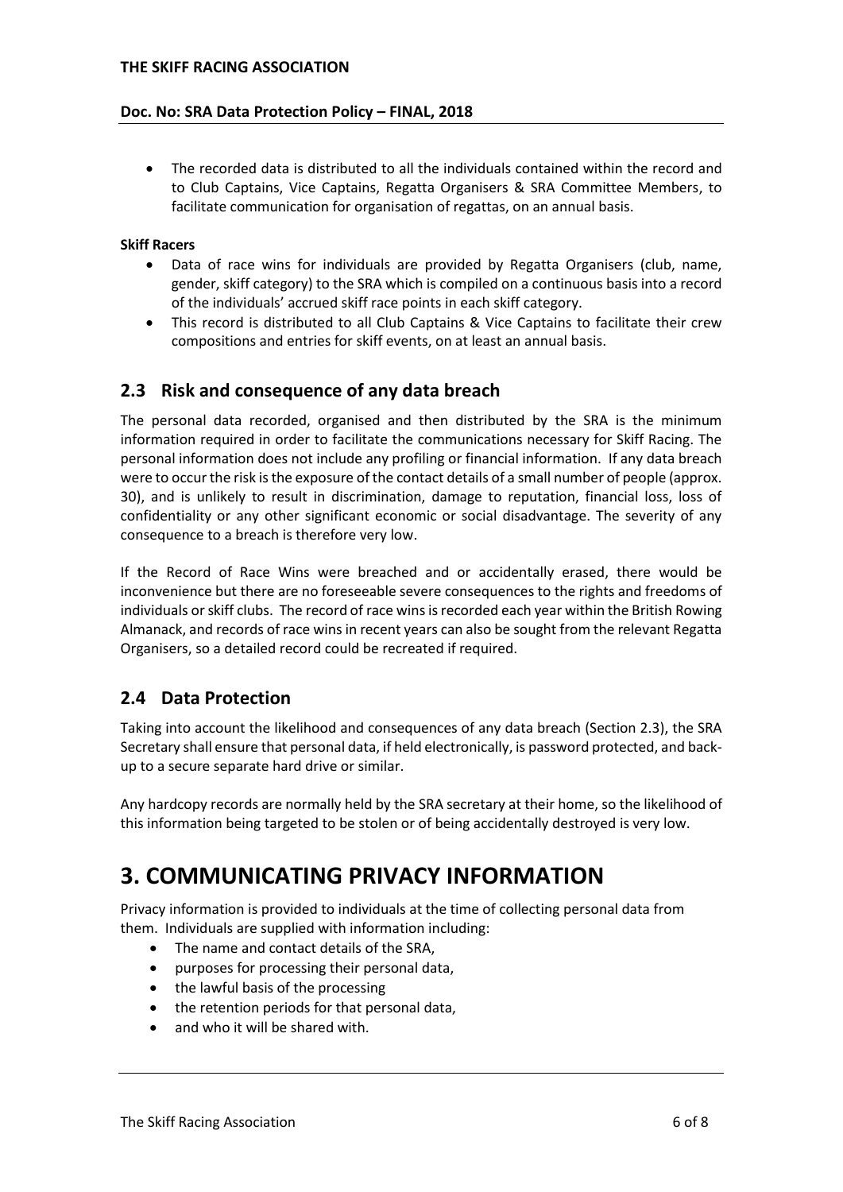- The recorded data is distributed to all the individuals contained within the record and to Club Captains, Vice Captains, Regatta Organisers & SRA Committee Members, to facilitate communication for organisation of regattas, on an annual basis.

**Skiff Racers**

- Data of race wins for individuals are provided by Regatta Organisers (club, name, gender, skiff category) to the SRA which is compiled on a continuous basis into a record of the individuals' accrued skiff race points in each skiff category.
- This record is distributed to all Club Captains & Vice Captains to facilitate their crew compositions and entries for skiff events, on at least an annual basis.

## 2.3 Risk and consequence of any data breach

The personal data recorded, organised and then distributed by the SRA is the minimum information required in order to facilitate the communications necessary for Skiff Racing. The personal information does not include any profiling or financial information. If any data breach were to occur the risk is the exposure of the contact details of a small number of people (approx. 30), and is unlikely to result in discrimination, damage to reputation, financial loss, loss of confidentiality or any other significant economic or social disadvantage. The severity of any consequence to a breach is therefore very low.

If the Record of Race Wins were breached and or accidentally erased, there would be inconvenience but there are no foreseeable severe consequences to the rights and freedoms of individuals or skiff clubs. The record of race wins is recorded each year within the British Rowing Almanack, and records of race wins in recent years can also be sought from the relevant Regatta Organisers, so a detailed record could be recreated if required.

## 2.4 Data Protection

Taking into account the likelihood and consequences of any data breach (Section 2.3), the SRA Secretary shall ensure that personal data, if held electronically, is password protected, and back-up to a secure separate hard drive or similar.

Any hardcopy records are normally held by the SRA secretary at their home, so the likelihood of this information being targeted to be stolen or of being accidentally destroyed is very low.

# 3. COMMUNICATING PRIVACY INFORMATION

Privacy information is provided to individuals at the time of collecting personal data from them. Individuals are supplied with information including:

- The name and contact details of the SRA,
- purposes for processing their personal data,
- the lawful basis of the processing
- the retention periods for that personal data,
- and who it will be shared with.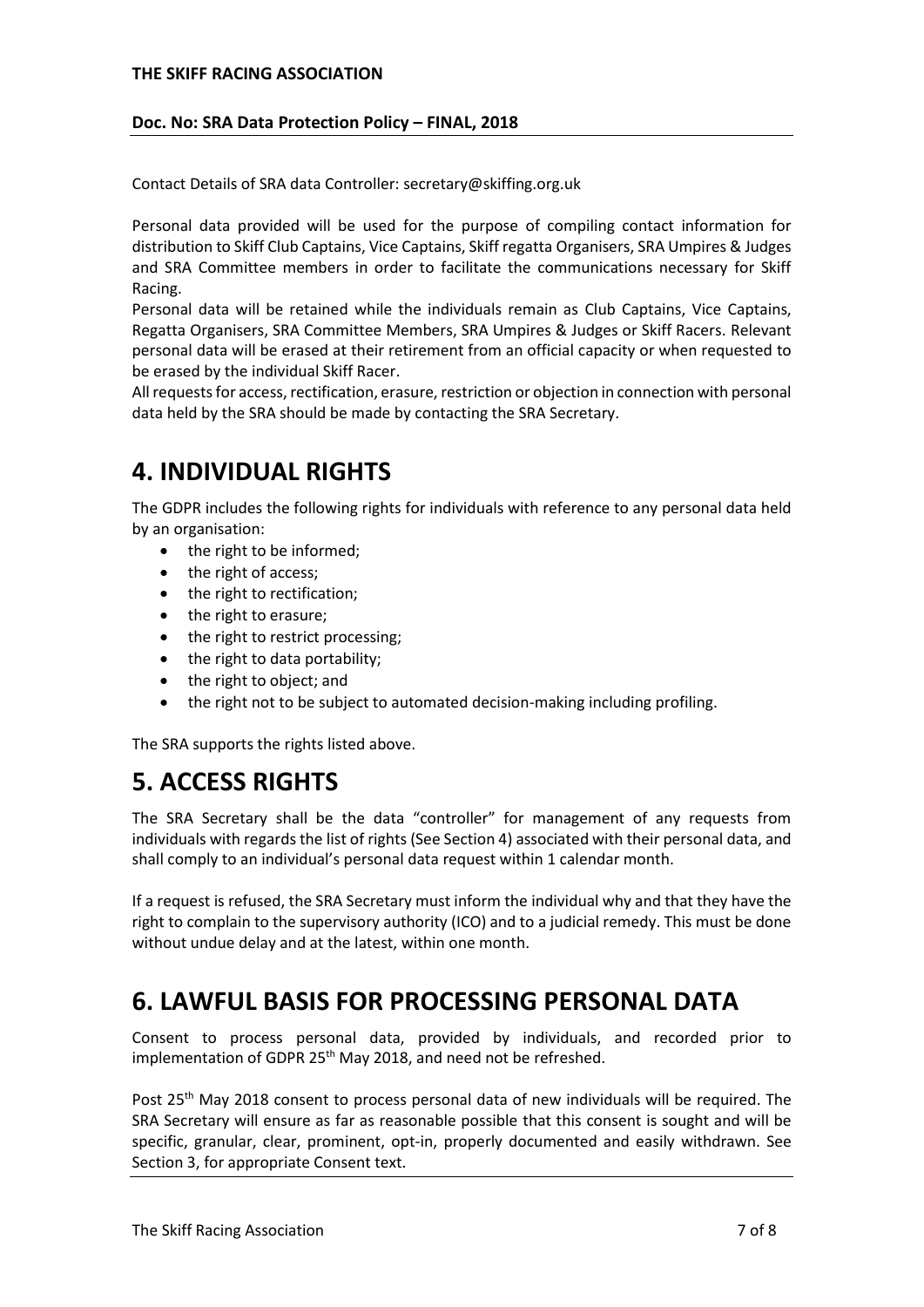Contact Details of SRA data Controller: secretary@skiffing.org.uk

Personal data provided will be used for the purpose of compiling contact information for distribution to Skiff Club Captains, Vice Captains, Skiff regatta Organisers, SRA Umpires & Judges and SRA Committee members in order to facilitate the communications necessary for Skiff Racing.
Personal data will be retained while the individuals remain as Club Captains, Vice Captains, Regatta Organisers, SRA Committee Members, SRA Umpires & Judges or Skiff Racers. Relevant personal data will be erased at their retirement from an official capacity or when requested to be erased by the individual Skiff Racer.
All requests for access, rectification, erasure, restriction or objection in connection with personal data held by the SRA should be made by contacting the SRA Secretary.

# 4. INDIVIDUAL RIGHTS

The GDPR includes the following rights for individuals with reference to any personal data held by an organisation:

- the right to be informed;
- the right of access;
- the right to rectification;
- the right to erasure;
- the right to restrict processing;
- the right to data portability;
- the right to object; and
- the right not to be subject to automated decision-making including profiling.

The SRA supports the rights listed above.

# 5. ACCESS RIGHTS

The SRA Secretary shall be the data "controller" for management of any requests from individuals with regards the list of rights (See Section 4) associated with their personal data, and shall comply to an individual's personal data request within 1 calendar month.

If a request is refused, the SRA Secretary must inform the individual why and that they have the right to complain to the supervisory authority (ICO) and to a judicial remedy. This must be done without undue delay and at the latest, within one month.

# 6. LAWFUL BASIS FOR PROCESSING PERSONAL DATA

Consent to process personal data, provided by individuals, and recorded prior to implementation of GDPR 25th May 2018, and need not be refreshed.

Post 25th May 2018 consent to process personal data of new individuals will be required. The SRA Secretary will ensure as far as reasonable possible that this consent is sought and will be specific, granular, clear, prominent, opt-in, properly documented and easily withdrawn. See Section 3, for appropriate Consent text.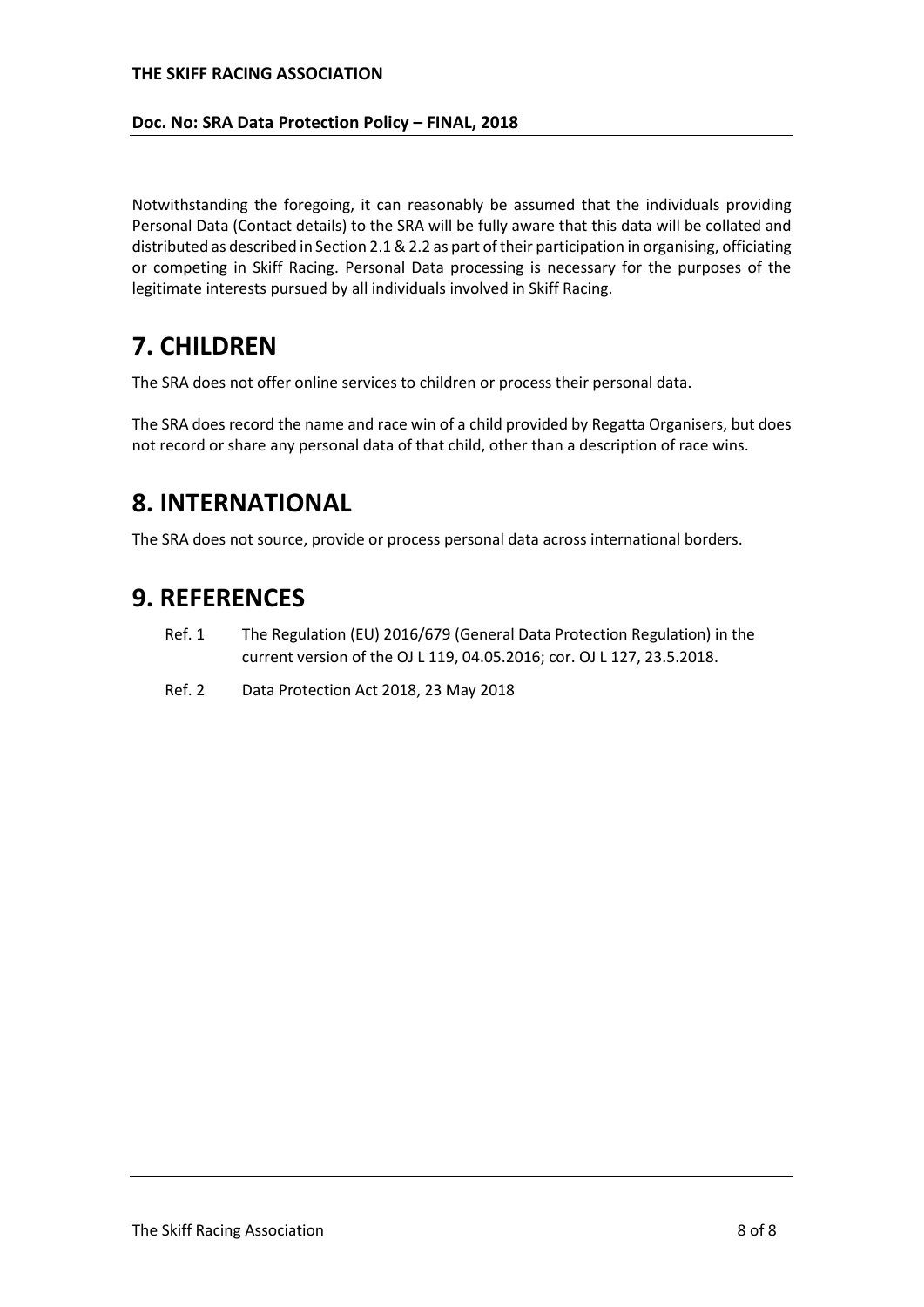Notwithstanding the foregoing, it can reasonably be assumed that the individuals providing Personal Data (Contact details) to the SRA will be fully aware that this data will be collated and distributed as described in Section 2.1 & 2.2 as part of their participation in organising, officiating or competing in Skiff Racing. Personal Data processing is necessary for the purposes of the legitimate interests pursued by all individuals involved in Skiff Racing.

# 7. CHILDREN

The SRA does not offer online services to children or process their personal data.

The SRA does record the name and race win of a child provided by Regatta Organisers, but does not record or share any personal data of that child, other than a description of race wins.

# 8. INTERNATIONAL

The SRA does not source, provide or process personal data across international borders.

# 9. REFERENCES

Ref. 1 The Regulation (EU) 2016/679 (General Data Protection Regulation) in the current version of the OJ L 119, 04.05.2016; cor. OJ L 127, 23.5.2018.

Ref. 2 Data Protection Act 2018, 23 May 2018